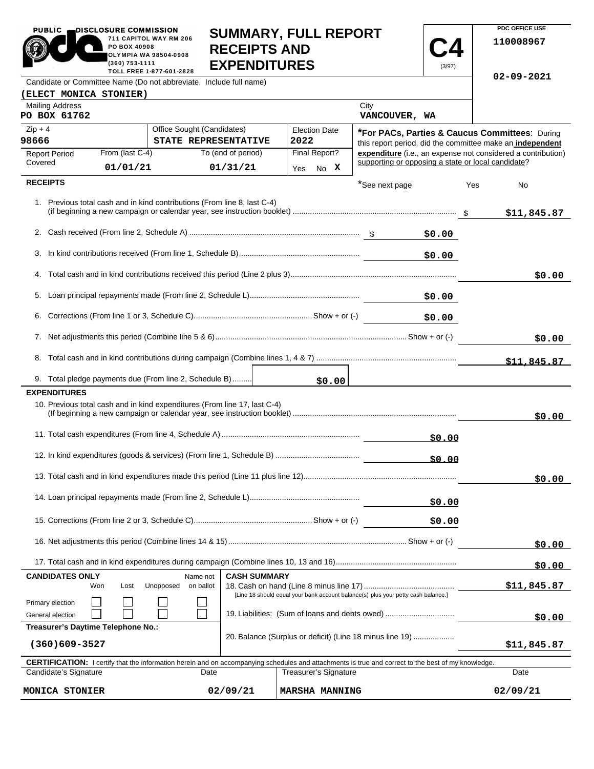PUBLIC DISCLOSURE COMMISSION
711 CAPITOL WAY RM 206
PO BOX 40908
OLYMPIA WA 98504-0908
(360) 753-1111
TOLL FREE 1-877-601-2828

# SUMMARY, FULL REPORT RECEIPTS AND EXPENDITURES

**C4** (3/97)

PDC OFFICE USE
110008967
02-09-2021

Candidate or Committee Name (Do not abbreviate. Include full name)
**(ELECT MONICA STONIER)**

| Mailing Address | City |
|---|---|
| PO BOX 61762 | VANCOUVER, WA |

| Zip + 4 | Office Sought (Candidates) | Election Date |
|---|---|---|
| 98666 | STATE REPRESENTATIVE | 2022 |

| Report Period Covered | From (last C-4) | To (end of period) | Final Report? |
|---|---|---|---|
| | 01/01/21 | 01/31/21 | Yes No X |

***For PACs, Parties & Caucus Committees**: During this report period, did the committee make an **independent expenditure** (i.e., an expense not considered a contribution) supporting or opposing a state or local candidate?

## RECEIPTS

*See next page Yes No

| Line | Description | Amount | Total |
|---|---|---|---|
| 1. | Previous total cash and in kind contributions (From line 8, last C-4) (if beginning a new campaign or calendar year, see instruction booklet) | | $11,845.87 |
| 2. | Cash received (From line 2, Schedule A) | $0.00 | |
| 3. | In kind contributions received (From line 1, Schedule B) | $0.00 | |
| 4. | Total cash and in kind contributions received this period (Line 2 plus 3) | | $0.00 |
| 5. | Loan principal repayments made (From line 2, Schedule L) | $0.00 | |
| 6. | Corrections (From line 1 or 3, Schedule C) Show + or (-) | $0.00 | |
| 7. | Net adjustments this period (Combine line 5 & 6) Show + or (-) | | $0.00 |
| 8. | Total cash and in kind contributions during campaign (Combine lines 1, 4 & 7) | | $11,845.87 |
| 9. | Total pledge payments due (From line 2, Schedule B) | $0.00 | |

## EXPENDITURES

| Line | Description | Amount | Total |
|---|---|---|---|
| 10. | Previous total cash and in kind expenditures (From line 17, last C-4) (If beginning a new campaign or calendar year, see instruction booklet) | | $0.00 |
| 11. | Total cash expenditures (From line 4, Schedule A) | $0.00 | |
| 12. | In kind expenditures (goods & services) (From line 1, Schedule B) | $0.00 | |
| 13. | Total cash and in kind expenditures made this period (Line 11 plus line 12) | | $0.00 |
| 14. | Loan principal repayments made (From line 2, Schedule L) | $0.00 | |
| 15. | Corrections (From line 2 or 3, Schedule C) Show + or (-) | $0.00 | |
| 16. | Net adjustments this period (Combine lines 14 & 15) Show + or (-) | | $0.00 |
| 17. | Total cash and in kind expenditures during campaign (Combine lines 10, 13 and 16) | | $0.00 |

**CANDIDATES ONLY**

| | Won | Lost | Unopposed | Name not on ballot |
|---|---|---|---|---|
| Primary election | ☐ | ☐ | ☐ | ☐ |
| General election | ☐ | ☐ | ☐ | ☐ |

**Treasurer's Daytime Telephone No.:**
(360)609-3527

**CASH SUMMARY**

| Line | Description | Amount |
|---|---|---|
| 18. | Cash on hand (Line 8 minus line 17) [Line 18 should equal your bank account balance(s) plus your petty cash balance.] | $11,845.87 |
| 19. | Liabilities: (Sum of loans and debts owed) | $0.00 |
| 20. | Balance (Surplus or deficit) (Line 18 minus line 19) | $11,845.87 |

**CERTIFICATION:** I certify that the information herein and on accompanying schedules and attachments is true and correct to the best of my knowledge.

| Candidate's Signature | Date | Treasurer's Signature | Date |
|---|---|---|---|
| MONICA STONIER | 02/09/21 | MARSHA MANNING | 02/09/21 |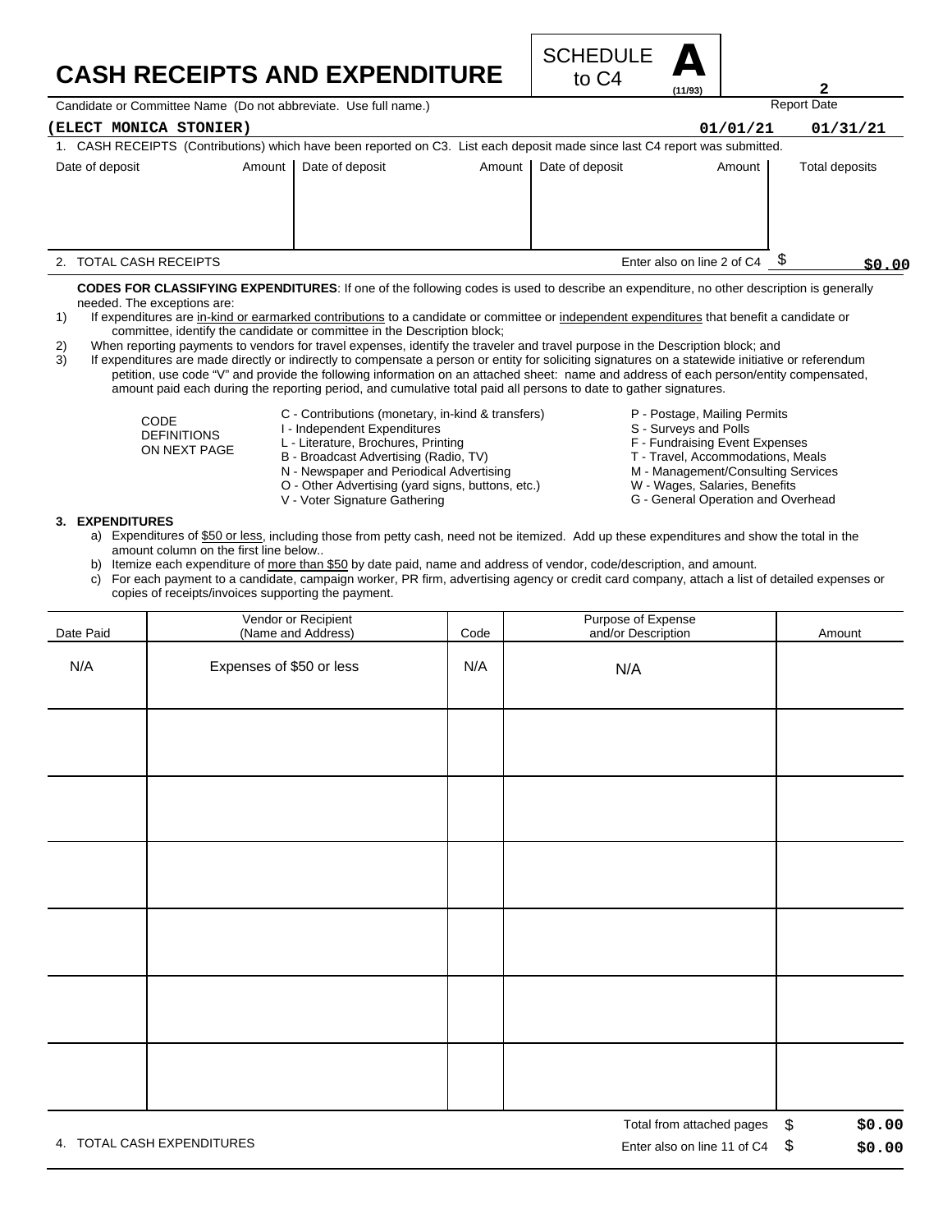# CASH RECEIPTS AND EXPENDITURE

SCHEDULE **A** to C4 (11/93)

Candidate or Committee Name (Do not abbreviate. Use full name.)

**(ELECT MONICA STONIER)**

Report Date

**01/01/21** **01/31/21**

1. CASH RECEIPTS (Contributions) which have been reported on C3. List each deposit made since last C4 report was submitted.

| Date of deposit | Amount | Date of deposit | Amount | Date of deposit | Amount | Total deposits |
|---|---|---|---|---|---|---|
| | | | | | | |

2. TOTAL CASH RECEIPTS — Enter also on line 2 of C4 $ **$0.00**

**CODES FOR CLASSIFYING EXPENDITURES**: If one of the following codes is used to describe an expenditure, no other description is generally needed. The exceptions are:

1) If expenditures are in-kind or earmarked contributions to a candidate or committee or independent expenditures that benefit a candidate or committee, identify the candidate or committee in the Description block;
2) When reporting payments to vendors for travel expenses, identify the traveler and travel purpose in the Description block; and
3) If expenditures are made directly or indirectly to compensate a person or entity for soliciting signatures on a statewide initiative or referendum petition, use code "V" and provide the following information on an attached sheet: name and address of each person/entity compensated, amount paid each during the reporting period, and cumulative total paid all persons to date to gather signatures.

CODE DEFINITIONS ON NEXT PAGE

- C - Contributions (monetary, in-kind & transfers)
- I - Independent Expenditures
- L - Literature, Brochures, Printing
- B - Broadcast Advertising (Radio, TV)
- N - Newspaper and Periodical Advertising
- O - Other Advertising (yard signs, buttons, etc.)
- V - Voter Signature Gathering
- P - Postage, Mailing Permits
- S - Surveys and Polls
- F - Fundraising Event Expenses
- T - Travel, Accommodations, Meals
- M - Management/Consulting Services
- W - Wages, Salaries, Benefits
- G - General Operation and Overhead

**3. EXPENDITURES**

a) Expenditures of $50 or less, including those from petty cash, need not be itemized. Add up these expenditures and show the total in the amount column on the first line below..
b) Itemize each expenditure of more than $50 by date paid, name and address of vendor, code/description, and amount.
c) For each payment to a candidate, campaign worker, PR firm, advertising agency or credit card company, attach a list of detailed expenses or copies of receipts/invoices supporting the payment.

| Date Paid | Vendor or Recipient (Name and Address) | Code | Purpose of Expense and/or Description | Amount |
|---|---|---|---|---|
| N/A | Expenses of $50 or less | N/A | N/A | |
| | | | | |
| | | | | |
| | | | | |
| | | | | |
| | | | | |
| | | | | |

Total from attached pages $ **$0.00**

4. TOTAL CASH EXPENDITURES — Enter also on line 11 of C4 $ **$0.00**